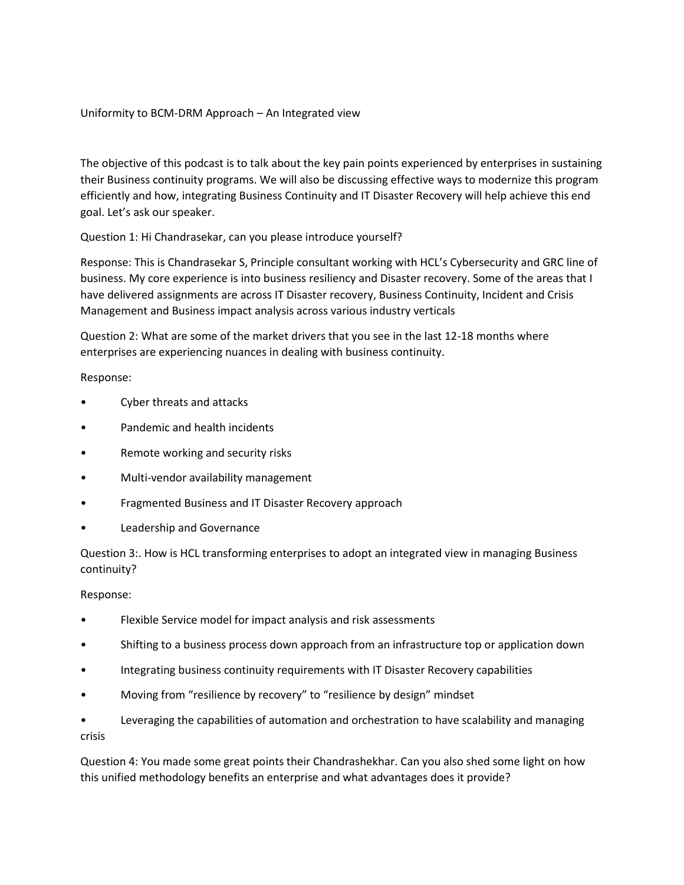# Uniformity to BCM-DRM Approach – An Integrated view

The objective of this podcast is to talk about the key pain points experienced by enterprises in sustaining their Business continuity programs. We will also be discussing effective ways to modernize this program efficiently and how, integrating Business Continuity and IT Disaster Recovery will help achieve this end goal. Let's ask our speaker.

Question 1: Hi Chandrasekar, can you please introduce yourself?

Response: This is Chandrasekar S, Principle consultant working with HCL's Cybersecurity and GRC line of business. My core experience is into business resiliency and Disaster recovery. Some of the areas that I have delivered assignments are across IT Disaster recovery, Business Continuity, Incident and Crisis Management and Business impact analysis across various industry verticals

Question 2: What are some of the market drivers that you see in the last 12-18 months where enterprises are experiencing nuances in dealing with business continuity.

Response:

- Cyber threats and attacks
- Pandemic and health incidents
- Remote working and security risks
- Multi-vendor availability management
- Fragmented Business and IT Disaster Recovery approach
- Leadership and Governance

Question 3:. How is HCL transforming enterprises to adopt an integrated view in managing Business continuity?

Response:

- Flexible Service model for impact analysis and risk assessments
- Shifting to a business process down approach from an infrastructure top or application down
- Integrating business continuity requirements with IT Disaster Recovery capabilities
- Moving from "resilience by recovery" to "resilience by design" mindset
- Leveraging the capabilities of automation and orchestration to have scalability and managing crisis

Question 4: You made some great points their Chandrashekhar. Can you also shed some light on how this unified methodology benefits an enterprise and what advantages does it provide?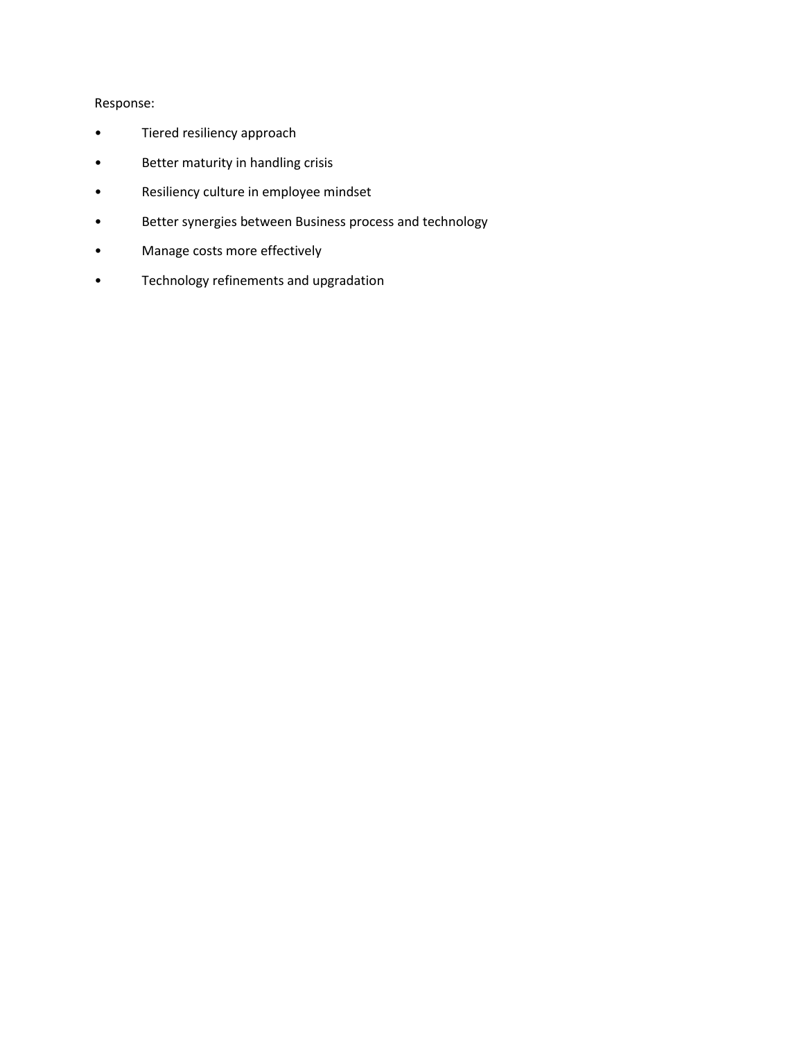Response:

- Tiered resiliency approach
- Better maturity in handling crisis
- Resiliency culture in employee mindset
- Better synergies between Business process and technology
- Manage costs more effectively
- Technology refinements and upgradation